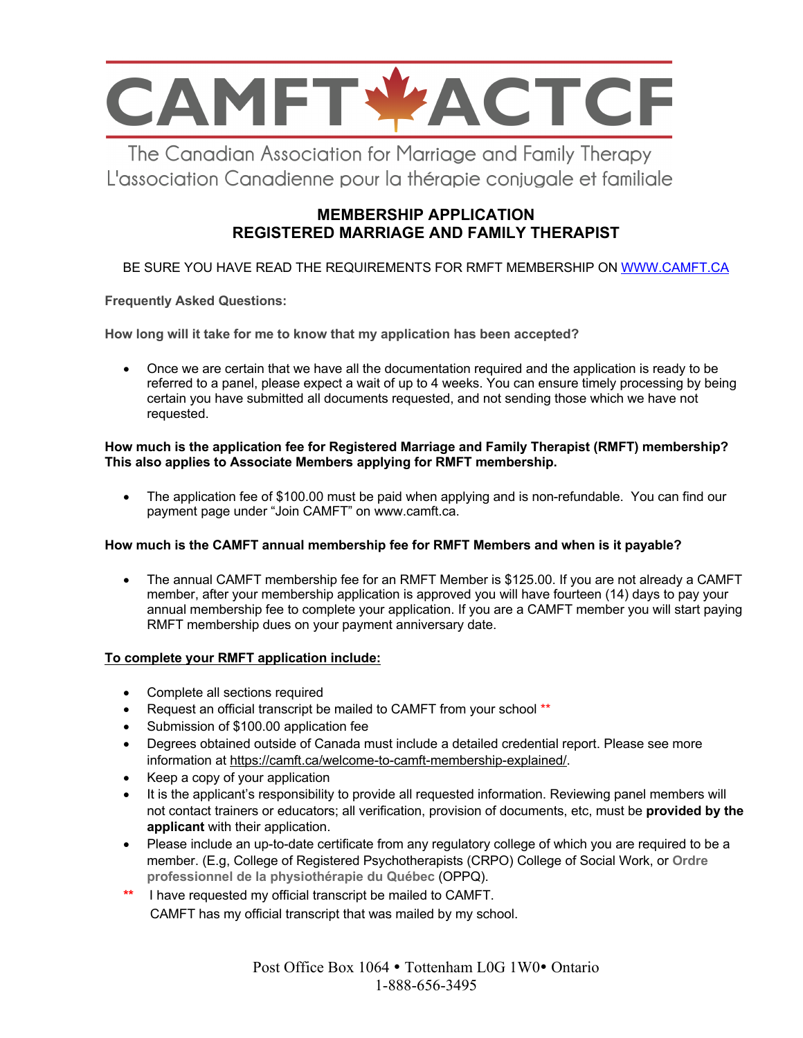# CAMFT ACTCF

The Canadian Association for Marriage and Family Therapy
L'association Canadienne pour la thérapie conjugale et familiale

## MEMBERSHIP APPLICATION
## REGISTERED MARRIAGE AND FAMILY THERAPIST

BE SURE YOU HAVE READ THE REQUIREMENTS FOR RMFT MEMBERSHIP ON [WWW.CAMFT.CA](http://WWW.CAMFT.CA)

**Frequently Asked Questions:**

**How long will it take for me to know that my application has been accepted?**

- Once we are certain that we have all the documentation required and the application is ready to be referred to a panel, please expect a wait of up to 4 weeks. You can ensure timely processing by being certain you have submitted all documents requested, and not sending those which we have not requested.

**How much is the application fee for Registered Marriage and Family Therapist (RMFT) membership? This also applies to Associate Members applying for RMFT membership.**

- The application fee of $100.00 must be paid when applying and is non-refundable. You can find our payment page under "Join CAMFT" on www.camft.ca.

**How much is the CAMFT annual membership fee for RMFT Members and when is it payable?**

- The annual CAMFT membership fee for an RMFT Member is $125.00. If you are not already a CAMFT member, after your membership application is approved you will have fourteen (14) days to pay your annual membership fee to complete your application. If you are a CAMFT member you will start paying RMFT membership dues on your payment anniversary date.

**To complete your RMFT application include:**

- Complete all sections required
- Request an official transcript be mailed to CAMFT from your school **
- Submission of $100.00 application fee
- Degrees obtained outside of Canada must include a detailed credential report. Please see more information at https://camft.ca/welcome-to-camft-membership-explained/.
- Keep a copy of your application
- It is the applicant's responsibility to provide all requested information. Reviewing panel members will not contact trainers or educators; all verification, provision of documents, etc, must be **provided by the applicant** with their application.
- Please include an up-to-date certificate from any regulatory college of which you are required to be a member. (E.g, College of Registered Psychotherapists (CRPO) College of Social Work, or **Ordre professionnel de la physiothérapie du Québec** (OPPQ).

** I have requested my official transcript be mailed to CAMFT.
CAMFT has my official transcript that was mailed by my school.

Post Office Box 1064 • Tottenham L0G 1W0• Ontario
1-888-656-3495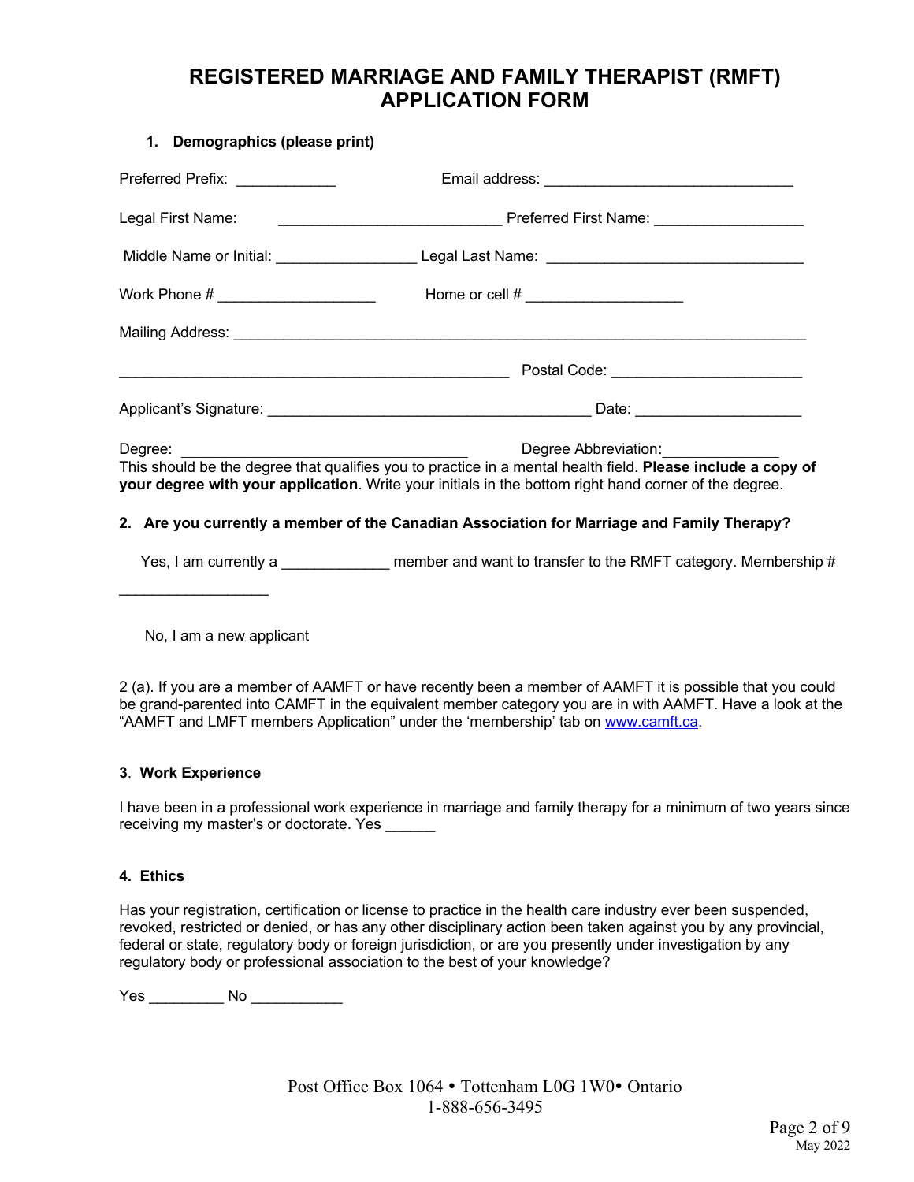# REGISTERED MARRIAGE AND FAMILY THERAPIST (RMFT) APPLICATION FORM

**1. Demographics (please print)**

Preferred Prefix: ____________ Email address: ______________________________

Legal First Name: ___________________________ Preferred First Name: __________________

Middle Name or Initial: ________________ Legal Last Name: _______________________________

Work Phone # ___________________ Home or cell # ___________________

Mailing Address: ______________________________________________________________________

_______________________________________________ Postal Code: _______________________

Applicant's Signature: _______________________________________ Date: ___________________

Degree: ___________________________________ Degree Abbreviation:_____________

This should be the degree that qualifies you to practice in a mental health field. **Please include a copy of your degree with your application**. Write your initials in the bottom right hand corner of the degree.

**2. Are you currently a member of the Canadian Association for Marriage and Family Therapy?**

Yes, I am currently a _____________ member and want to transfer to the RMFT category. Membership # __________________

No, I am a new applicant

2 (a). If you are a member of AAMFT or have recently been a member of AAMFT it is possible that you could be grand-parented into CAMFT in the equivalent member category you are in with AAMFT. Have a look at the "AAMFT and LMFT members Application" under the 'membership' tab on www.camft.ca.

**3. Work Experience**

I have been in a professional work experience in marriage and family therapy for a minimum of two years since receiving my master's or doctorate. Yes ______

**4. Ethics**

Has your registration, certification or license to practice in the health care industry ever been suspended, revoked, restricted or denied, or has any other disciplinary action been taken against you by any provincial, federal or state, regulatory body or foreign jurisdiction, or are you presently under investigation by any regulatory body or professional association to the best of your knowledge?

Yes _________ No ___________

Post Office Box 1064 • Tottenham L0G 1W0• Ontario
1-888-656-3495

May 2022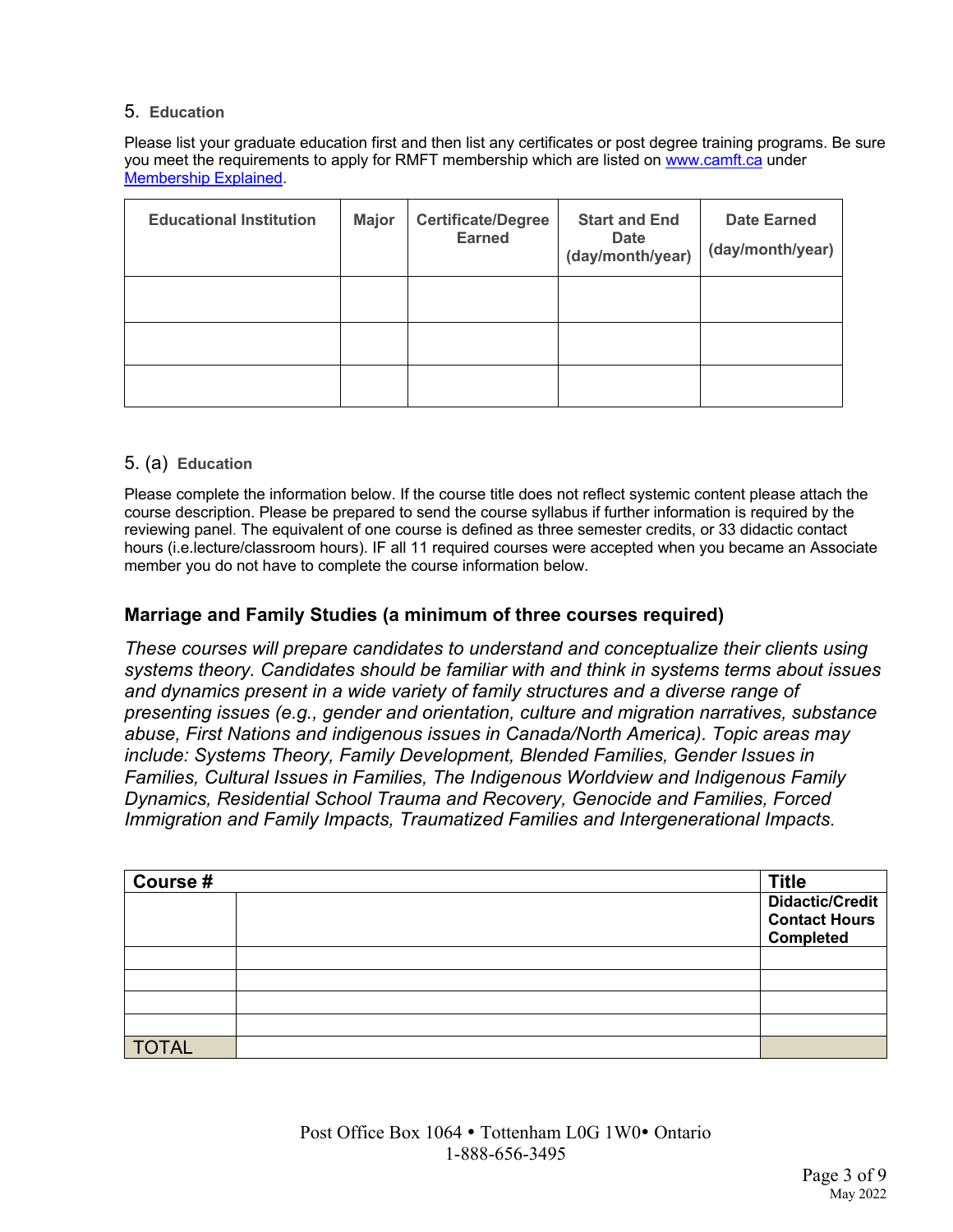5. **Education**

Please list your graduate education first and then list any certificates or post degree training programs. Be sure you meet the requirements to apply for RMFT membership which are listed on [www.camft.ca](www.camft.ca) under [Membership Explained](Membership Explained).

| Educational Institution | Major | Certificate/Degree Earned | Start and End Date (day/month/year) | Date Earned (day/month/year) |
|---|---|---|---|---|
| | | | | |
| | | | | |
| | | | | |

5. (a) **Education**

Please complete the information below. If the course title does not reflect systemic content please attach the course description. Please be prepared to send the course syllabus if further information is required by the reviewing panel. The equivalent of one course is defined as three semester credits, or 33 didactic contact hours (i.e.lecture/classroom hours). IF all 11 required courses were accepted when you became an Associate member you do not have to complete the course information below.

### Marriage and Family Studies (a minimum of three courses required)

*These courses will prepare candidates to understand and conceptualize their clients using systems theory. Candidates should be familiar with and think in systems terms about issues and dynamics present in a wide variety of family structures and a diverse range of presenting issues (e.g., gender and orientation, culture and migration narratives, substance abuse, First Nations and indigenous issues in Canada/North America). Topic areas may include: Systems Theory, Family Development, Blended Families, Gender Issues in Families, Cultural Issues in Families, The Indigenous Worldview and Indigenous Family Dynamics, Residential School Trauma and Recovery, Genocide and Families, Forced Immigration and Family Impacts, Traumatized Families and Intergenerational Impacts*.

| Course # | Title | Didactic/Credit Contact Hours Completed |
|---|---|---|
| | | |
| | | |
| | | |
| | | |
| TOTAL | | |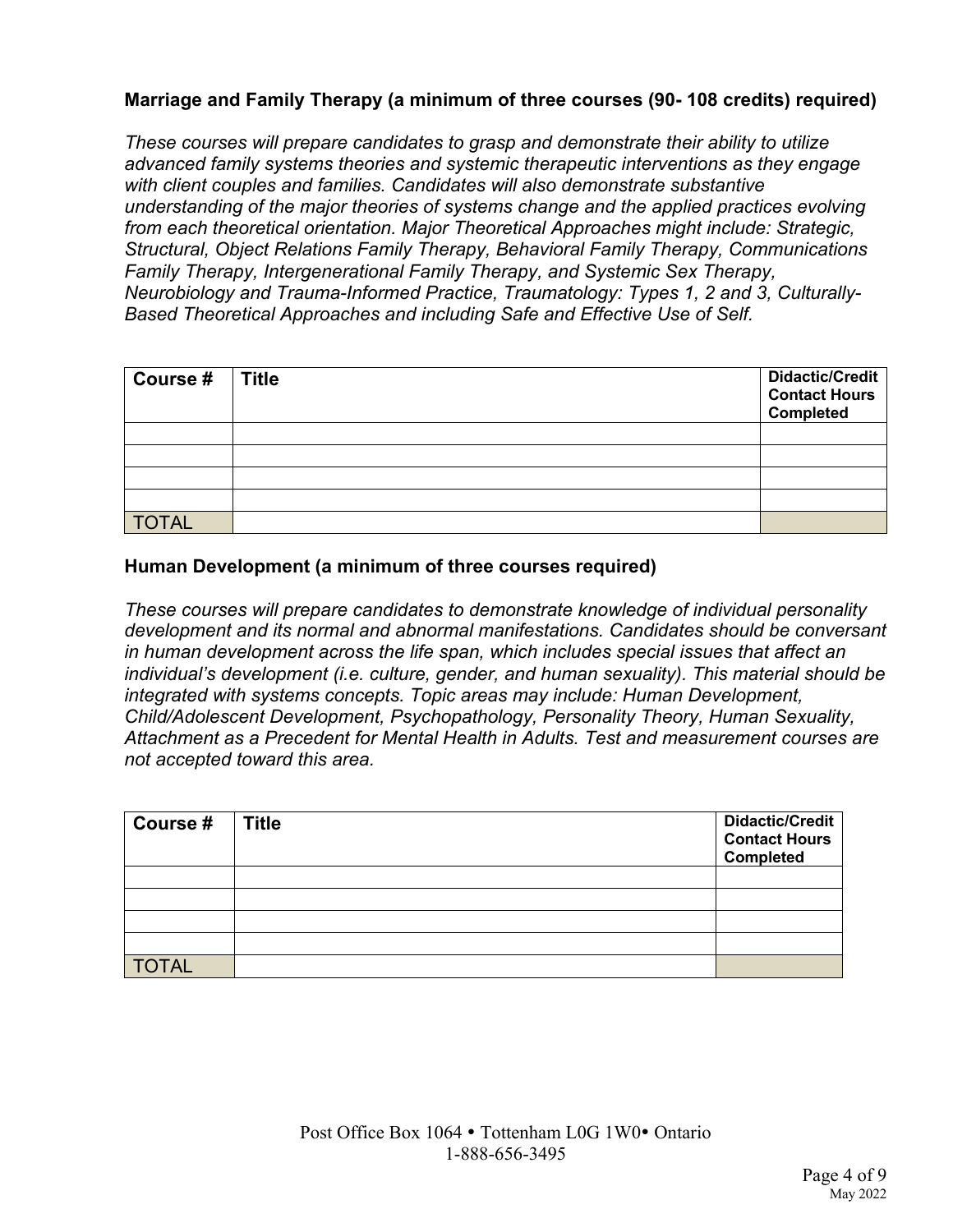**Marriage and Family Therapy (a minimum of three courses (90- 108 credits) required)**

*These courses will prepare candidates to grasp and demonstrate their ability to utilize advanced family systems theories and systemic therapeutic interventions as they engage with client couples and families. Candidates will also demonstrate substantive understanding of the major theories of systems change and the applied practices evolving from each theoretical orientation. Major Theoretical Approaches might include: Strategic, Structural, Object Relations Family Therapy, Behavioral Family Therapy, Communications Family Therapy, Intergenerational Family Therapy, and Systemic Sex Therapy, Neurobiology and Trauma-Informed Practice, Traumatology: Types 1, 2 and 3, Culturally-Based Theoretical Approaches and including Safe and Effective Use of Self.*

| Course # | Title | Didactic/Credit Contact Hours Completed |
|---|---|---|
| | | |
| | | |
| | | |
| | | |
| TOTAL | | |

**Human Development (a minimum of three courses required)**

*These courses will prepare candidates to demonstrate knowledge of individual personality development and its normal and abnormal manifestations. Candidates should be conversant in human development across the life span, which includes special issues that affect an individual's development (i.e. culture, gender, and human sexuality). This material should be integrated with systems concepts. Topic areas may include: Human Development, Child/Adolescent Development, Psychopathology, Personality Theory, Human Sexuality, Attachment as a Precedent for Mental Health in Adults. Test and measurement courses are not accepted toward this area.*

| Course # | Title | Didactic/Credit Contact Hours Completed |
|---|---|---|
| | | |
| | | |
| | | |
| | | |
| TOTAL | | |

Post Office Box 1064 • Tottenham L0G 1W0• Ontario
1-888-656-3495

May 2022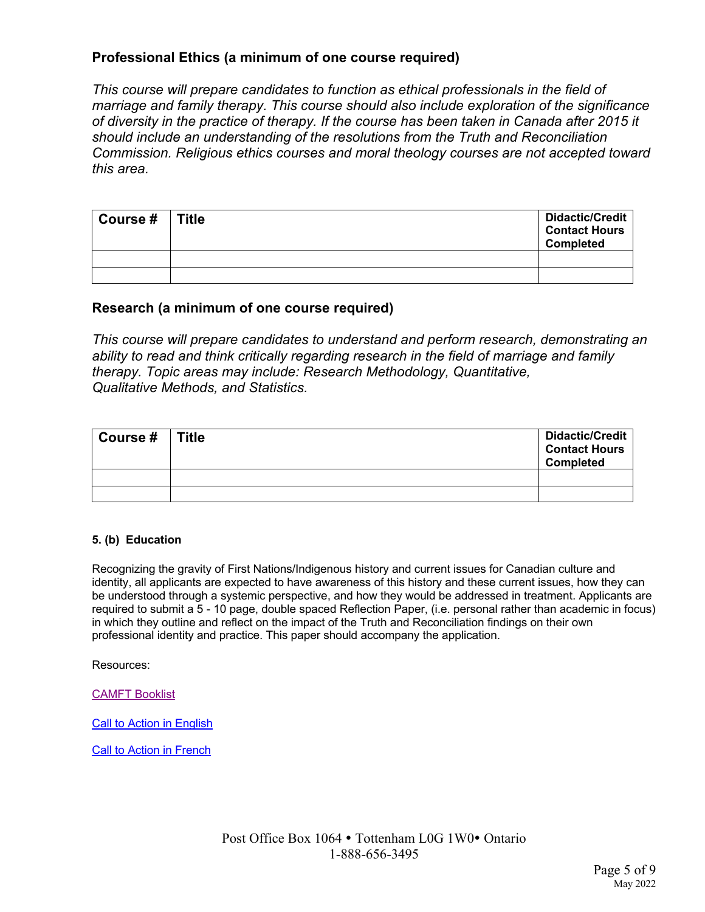## Professional Ethics (a minimum of one course required)

*This course will prepare candidates to function as ethical professionals in the field of marriage and family therapy. This course should also include exploration of the significance of diversity in the practice of therapy. If the course has been taken in Canada after 2015 it should include an understanding of the resolutions from the Truth and Reconciliation Commission. Religious ethics courses and moral theology courses are not accepted toward this area.*

| Course # | Title | Didactic/Credit Contact Hours Completed |
|---|---|---|
| | | |
| | | |

## Research (a minimum of one course required)

*This course will prepare candidates to understand and perform research, demonstrating an ability to read and think critically regarding research in the field of marriage and family therapy. Topic areas may include: Research Methodology, Quantitative, Qualitative Methods, and Statistics.*

| Course # | Title | Didactic/Credit Contact Hours Completed |
|---|---|---|
| | | |
| | | |

#### 5. (b) Education

Recognizing the gravity of First Nations/Indigenous history and current issues for Canadian culture and identity, all applicants are expected to have awareness of this history and these current issues, how they can be understood through a systemic perspective, and how they would be addressed in treatment. Applicants are required to submit a 5 - 10 page, double spaced Reflection Paper, (i.e. personal rather than academic in focus) in which they outline and reflect on the impact of the Truth and Reconciliation findings on their own professional identity and practice. This paper should accompany the application.

Resources:

CAMFT Booklist

Call to Action in English

Call to Action in French

Post Office Box 1064 • Tottenham L0G 1W0• Ontario
1-888-656-3495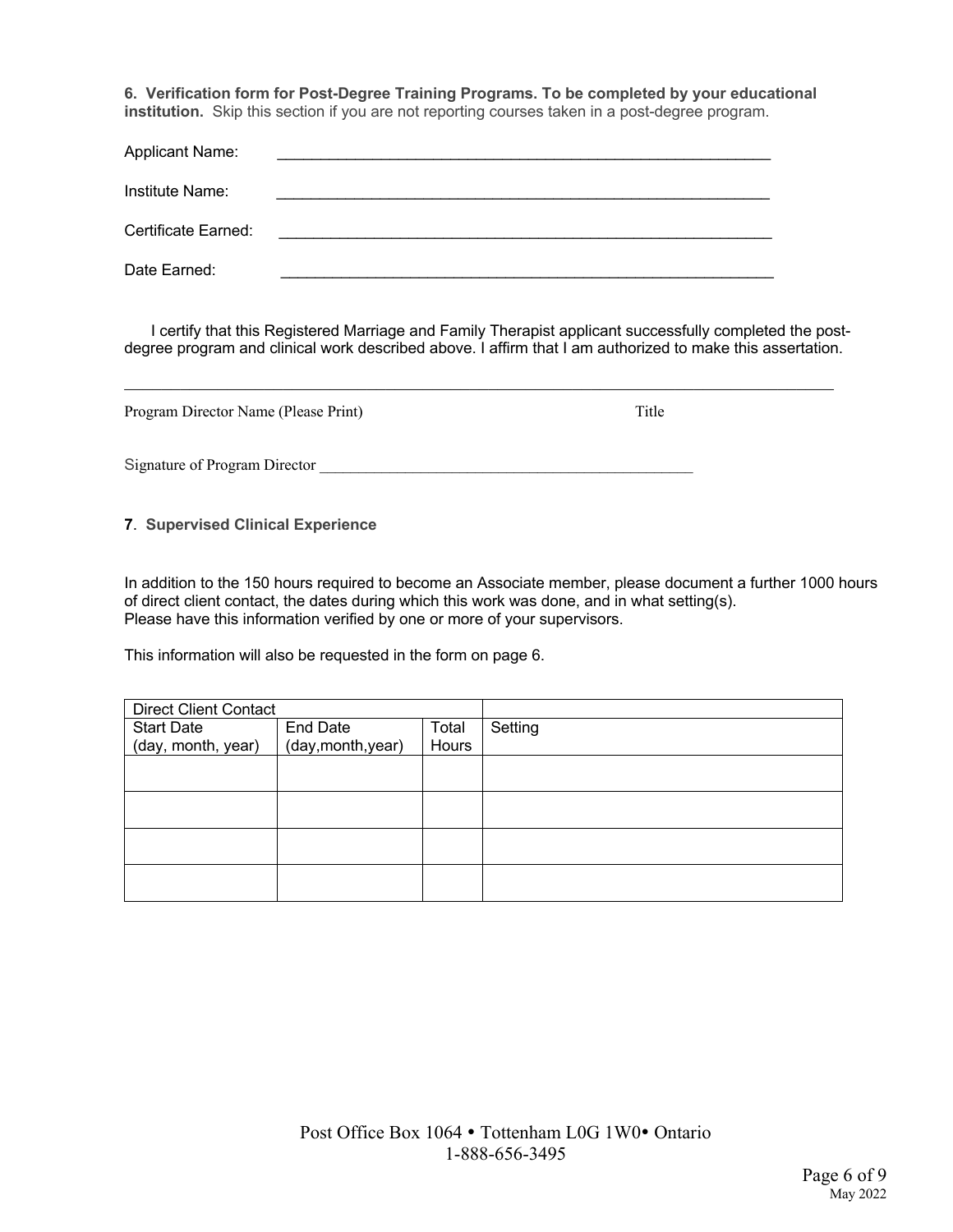**6. Verification form for Post-Degree Training Programs. To be completed by your educational institution.** Skip this section if you are not reporting courses taken in a post-degree program.

Applicant Name: ____________________________________________________________

Institute Name: ____________________________________________________________

Certificate Earned: ____________________________________________________________

Date Earned: ____________________________________________________________

I certify that this Registered Marriage and Family Therapist applicant successfully completed the post-degree program and clinical work described above. I affirm that I am authorized to make this assertation.

_____________________________________________________________________________________

Program Director Name (Please Print) Title

Signature of Program Director _________________________________________________

**7. Supervised Clinical Experience**

In addition to the 150 hours required to become an Associate member, please document a further 1000 hours of direct client contact, the dates during which this work was done, and in what setting(s).
Please have this information verified by one or more of your supervisors.

This information will also be requested in the form on page 6.

| Direct Client Contact | | | |
|---|---|---|---|
| Start Date (day, month, year) | End Date (day,month,year) | Total Hours | Setting |
| | | | |
| | | | |
| | | | |
| | | | |

Post Office Box 1064 • Tottenham L0G 1W0• Ontario
1-888-656-3495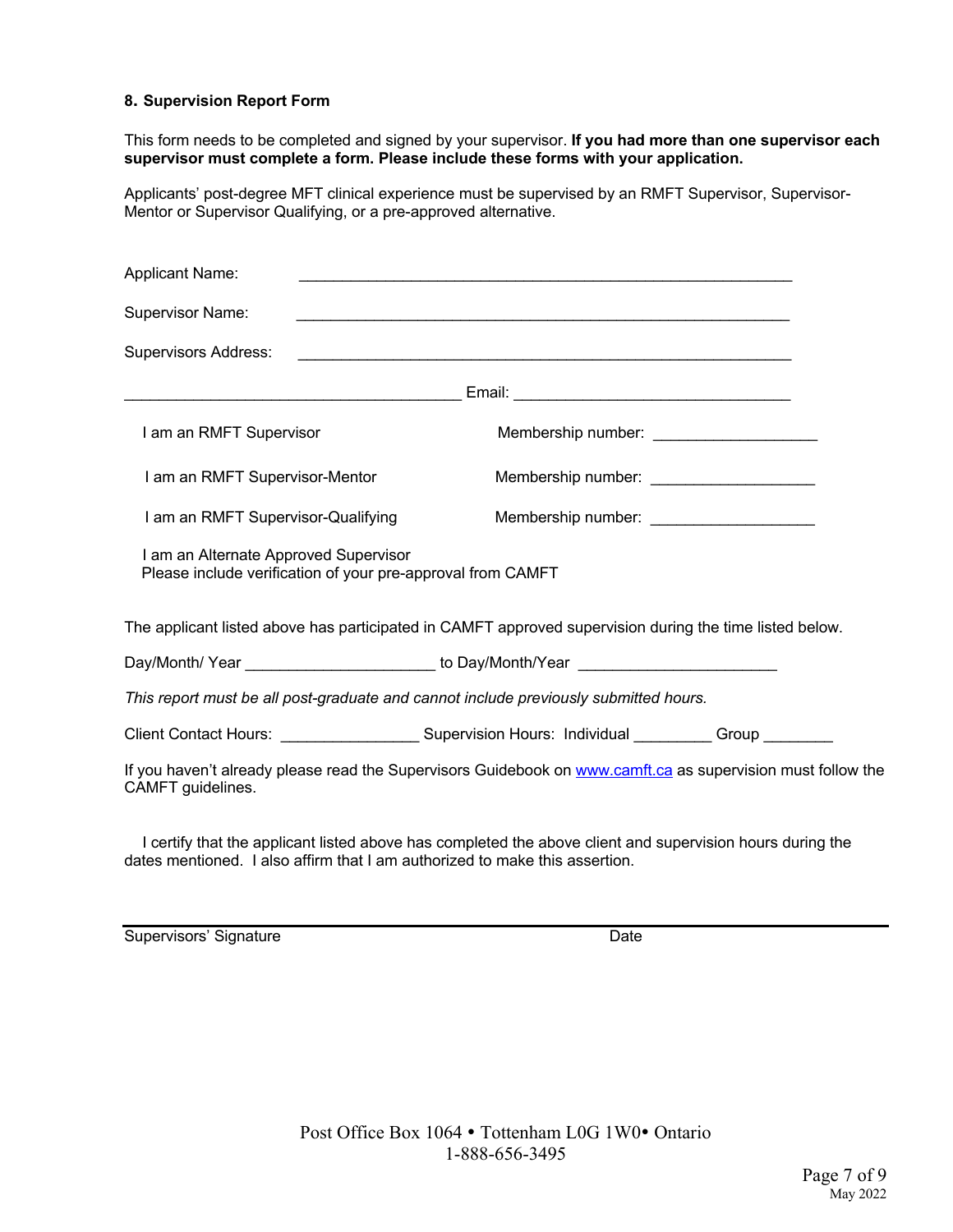### 8. Supervision Report Form

This form needs to be completed and signed by your supervisor. **If you had more than one supervisor each supervisor must complete a form. Please include these forms with your application.**

Applicants' post-degree MFT clinical experience must be supervised by an RMFT Supervisor, Supervisor-Mentor or Supervisor Qualifying, or a pre-approved alternative.

Applicant Name: ____________________________________________________________

Supervisor Name: ____________________________________________________________

Supervisors Address: ____________________________________________________________

_________________________________________ Email: _________________________________

I am an RMFT Supervisor Membership number: ____________________

I am an RMFT Supervisor-Mentor Membership number: ____________________

I am an RMFT Supervisor-Qualifying Membership number: ____________________

I am an Alternate Approved Supervisor
Please include verification of your pre-approval from CAMFT

The applicant listed above has participated in CAMFT approved supervision during the time listed below.

Day/Month/ Year ______________________ to Day/Month/Year ________________________

*This report must be all post-graduate and cannot include previously submitted hours.*

Client Contact Hours: ________________ Supervision Hours: Individual _________ Group ________

If you haven't already please read the Supervisors Guidebook on www.camft.ca as supervision must follow the CAMFT guidelines.

I certify that the applicant listed above has completed the above client and supervision hours during the dates mentioned. I also affirm that I am authorized to make this assertion.

_______________________________________________________________________________

Supervisors' Signature Date

Post Office Box 1064 • Tottenham L0G 1W0• Ontario
1-888-656-3495

May 2022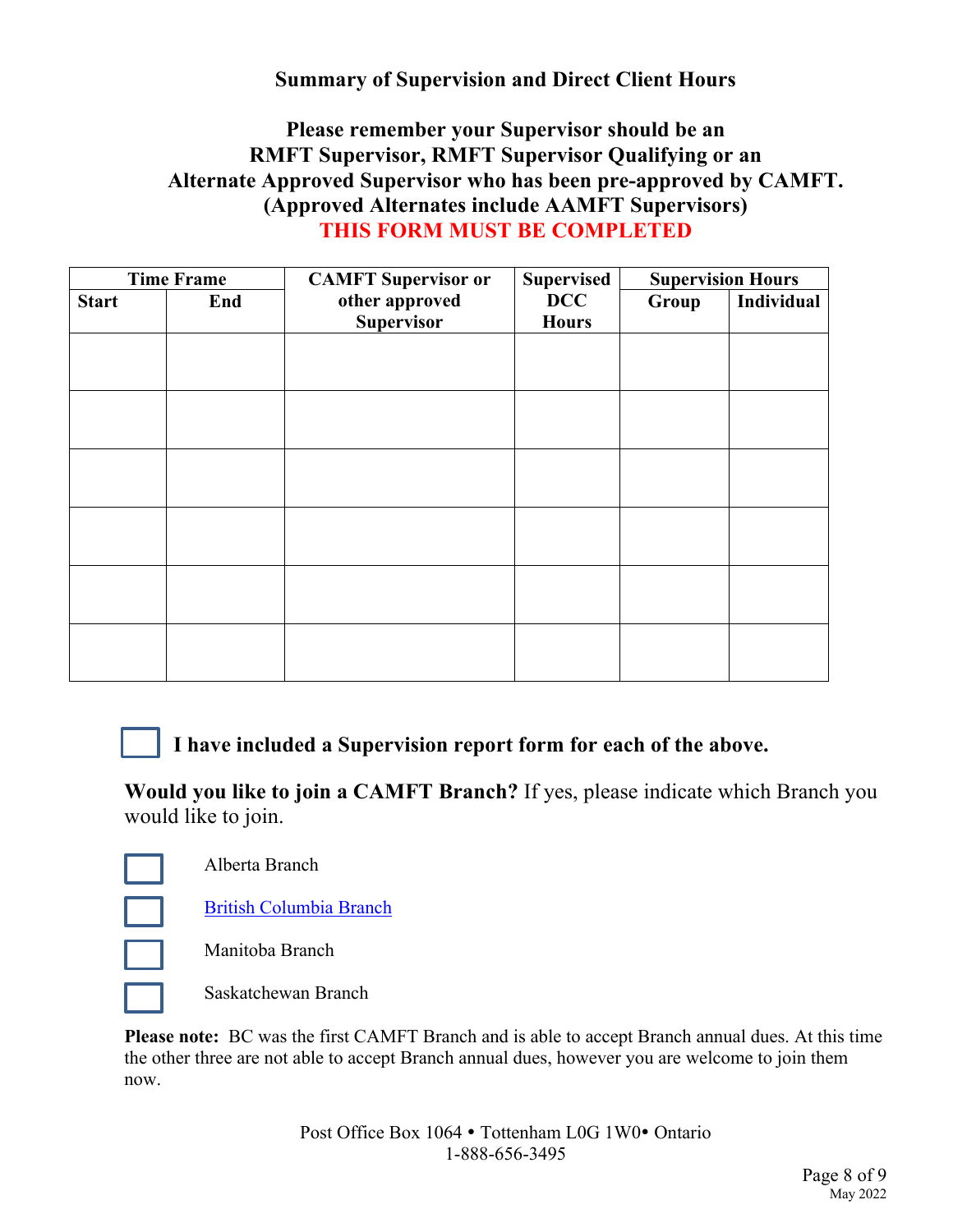## Summary of Supervision and Direct Client Hours

**Please remember your Supervisor should be an RMFT Supervisor, RMFT Supervisor Qualifying or an Alternate Approved Supervisor who has been pre-approved by CAMFT. (Approved Alternates include AAMFT Supervisors)**

**THIS FORM MUST BE COMPLETED**

| Time Frame | | CAMFT Supervisor or other approved Supervisor | Supervised DCC Hours | Supervision Hours | |
|---|---|---|---|---|---|
| **Start** | **End** | | | **Group** | **Individual** |
| | | | | | |
| | | | | | |
| | | | | | |
| | | | | | |
| | | | | | |
| | | | | | |

☐ **I have included a Supervision report form for each of the above.**

**Would you like to join a CAMFT Branch?** If yes, please indicate which Branch you would like to join.

☐ Alberta Branch

☐ British Columbia Branch

☐ Manitoba Branch

☐ Saskatchewan Branch

**Please note:** BC was the first CAMFT Branch and is able to accept Branch annual dues. At this time the other three are not able to accept Branch annual dues, however you are welcome to join them now.

Post Office Box 1064 • Tottenham L0G 1W0• Ontario
1-888-656-3495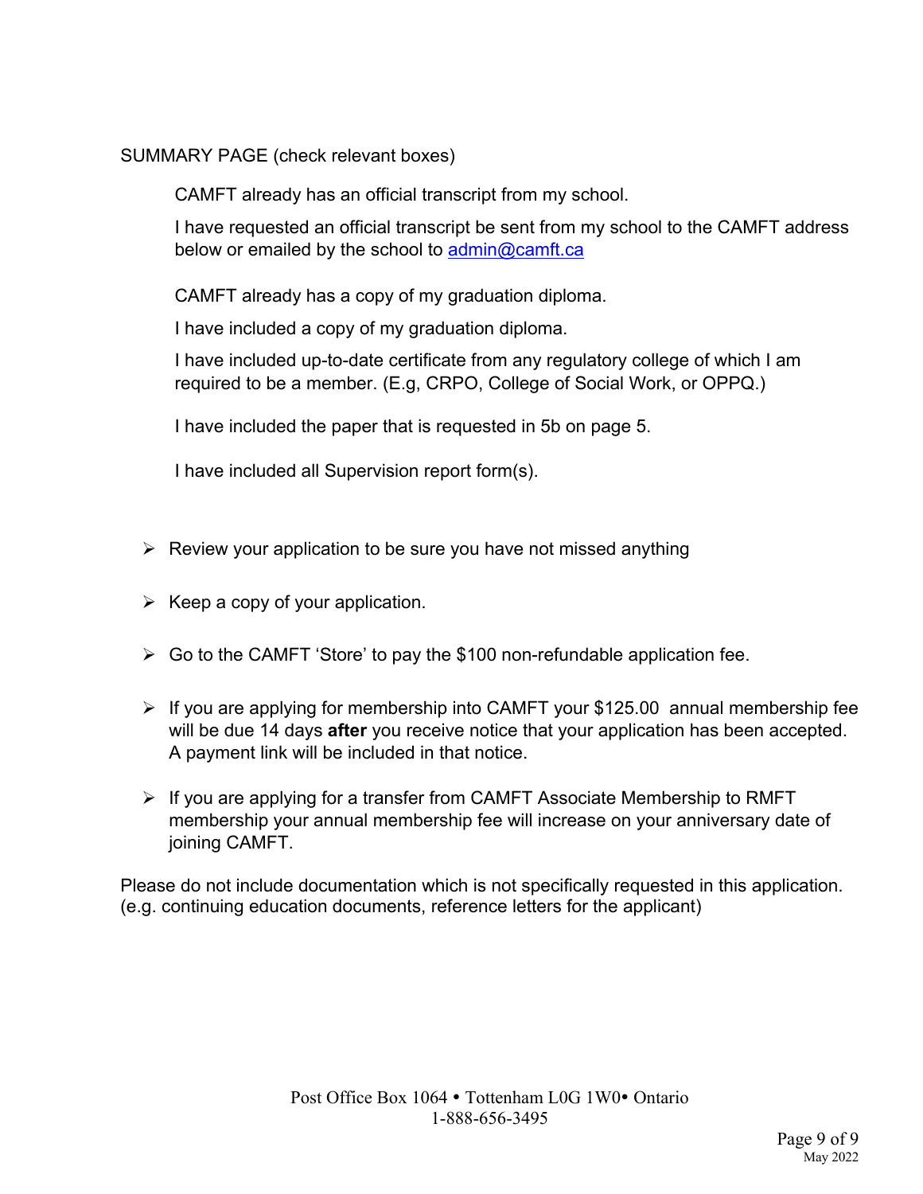SUMMARY PAGE (check relevant boxes)

- CAMFT already has an official transcript from my school.
- I have requested an official transcript be sent from my school to the CAMFT address below or emailed by the school to admin@camft.ca
- CAMFT already has a copy of my graduation diploma.
- I have included a copy of my graduation diploma.
- I have included up-to-date certificate from any regulatory college of which I am required to be a member. (E.g, CRPO, College of Social Work, or OPPQ.)
- I have included the paper that is requested in 5b on page 5.
- I have included all Supervision report form(s).

- Review your application to be sure you have not missed anything
- Keep a copy of your application.
- Go to the CAMFT 'Store' to pay the $100 non-refundable application fee.
- If you are applying for membership into CAMFT your $125.00 annual membership fee will be due 14 days **after** you receive notice that your application has been accepted. A payment link will be included in that notice.
- If you are applying for a transfer from CAMFT Associate Membership to RMFT membership your annual membership fee will increase on your anniversary date of joining CAMFT.

Please do not include documentation which is not specifically requested in this application. (e.g. continuing education documents, reference letters for the applicant)

Post Office Box 1064 • Tottenham L0G 1W0• Ontario
1-888-656-3495

May 2022